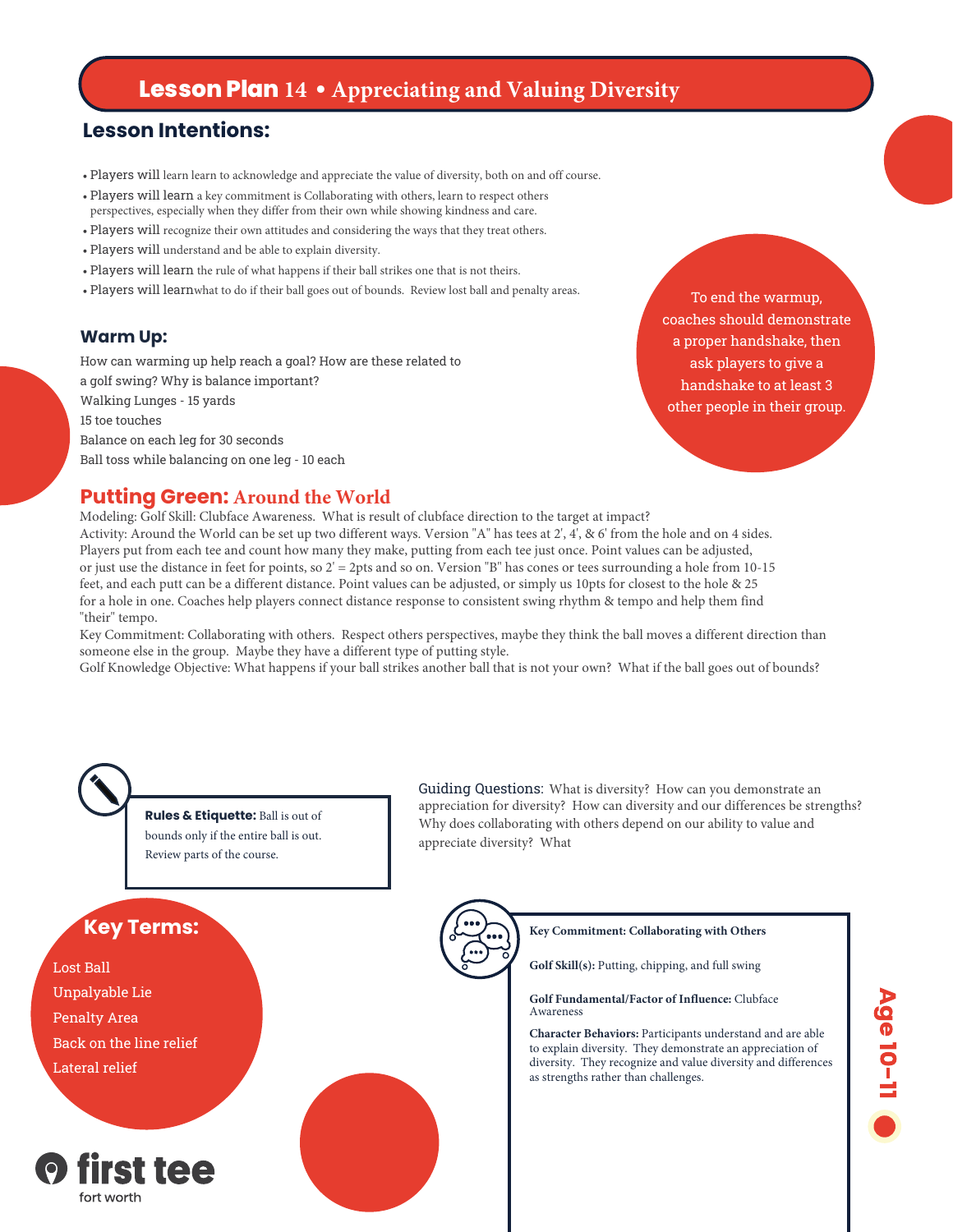# Lesson Plan 14 • Appreciating and Valuing Diversity

## Lesson Intentions:

- Players will learn learn to acknowledge and appreciate the value of diversity, both on and off course.
- Players will learn a key commitment is Collaborating with others, learn to respect others perspectives, especially when they differ from their own while showing kindness and care.
- Players will recognize their own attitudes and considering the ways that they treat others.
- Players will understand and be able to explain diversity.
- Players will learn the rule of what happens if their ball strikes one that is not theirs.
- Players will learnwhat to do if their ball goes out of bounds. Review lost ball and penalty areas.

## Warm Up:

How can warming up help reach a goal? How are these related to a golf swing? Why is balance important?
Walking Lunges - 15 yards
15 toe touches
Balance on each leg for 30 seconds
Ball toss while balancing on one leg - 10 each

To end the warmup, coaches should demonstrate a proper handshake, then ask players to give a handshake to at least 3 other people in their group.

## Putting Green: Around the World

Modeling: Golf Skill: Clubface Awareness. What is result of clubface direction to the target at impact?
Activity: Around the World can be set up two different ways. Version "A" has tees at 2', 4', & 6' from the hole and on 4 sides. Players put from each tee and count how many they make, putting from each tee just once. Point values can be adjusted, or just use the distance in feet for points, so 2' = 2pts and so on. Version "B" has cones or tees surrounding a hole from 10-15 feet, and each putt can be a different distance. Point values can be adjusted, or simply us 10pts for closest to the hole & 25 for a hole in one. Coaches help players connect distance response to consistent swing rhythm & tempo and help them find "their" tempo.
Key Commitment: Collaborating with others. Respect others perspectives, maybe they think the ball moves a different direction than someone else in the group. Maybe they have a different type of putting style.
Golf Knowledge Objective: What happens if your ball strikes another ball that is not your own? What if the ball goes out of bounds?

**Rules & Etiquette:** Ball is out of bounds only if the entire ball is out. Review parts of the course.

Guiding Questions: What is diversity? How can you demonstrate an appreciation for diversity? How can diversity and our differences be strengths? Why does collaborating with others depend on our ability to value and appreciate diversity? What

## Key Terms:

- Lost Ball
- Unpalyable Lie
- Penalty Area
- Back on the line relief
- Lateral relief

**Key Commitment: Collaborating with Others**

**Golf Skill(s):** Putting, chipping, and full swing

**Golf Fundamental/Factor of Influence:** Clubface Awareness

**Character Behaviors:** Participants understand and are able to explain diversity. They demonstrate an appreciation of diversity. They recognize and value diversity and differences as strengths rather than challenges.

Age 10–11

first tee
fort worth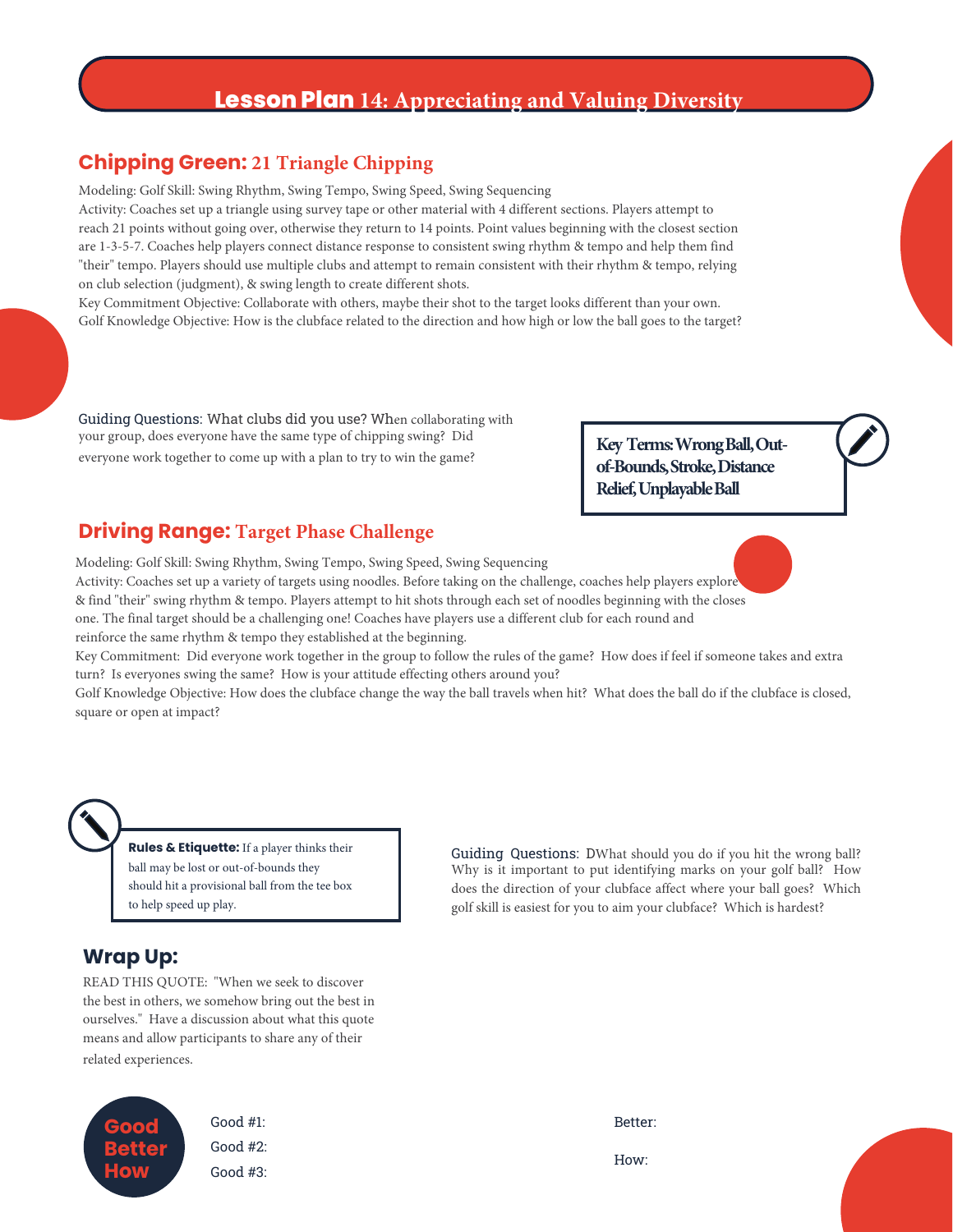# Lesson Plan 14: Appreciating and Valuing Diversity

## Chipping Green: 21 Triangle Chipping

Modeling: Golf Skill: Swing Rhythm, Swing Tempo, Swing Speed, Swing Sequencing
Activity: Coaches set up a triangle using survey tape or other material with 4 different sections. Players attempt to reach 21 points without going over, otherwise they return to 14 points. Point values beginning with the closest section are 1-3-5-7. Coaches help players connect distance response to consistent swing rhythm & tempo and help them find "their" tempo. Players should use multiple clubs and attempt to remain consistent with their rhythm & tempo, relying on club selection (judgment), & swing length to create different shots.
Key Commitment Objective: Collaborate with others, maybe their shot to the target looks different than your own.
Golf Knowledge Objective: How is the clubface related to the direction and how high or low the ball goes to the target?

Guiding Questions: What clubs did you use? When collaborating with your group, does everyone have the same type of chipping swing? Did everyone work together to come up with a plan to try to win the game?

**Key Terms: Wrong Ball, Out-of-Bounds, Stroke, Distance Relief, Unplayable Ball**

## Driving Range: Target Phase Challenge

Modeling: Golf Skill: Swing Rhythm, Swing Tempo, Swing Speed, Swing Sequencing
Activity: Coaches set up a variety of targets using noodles. Before taking on the challenge, coaches help players explore & find "their" swing rhythm & tempo. Players attempt to hit shots through each set of noodles beginning with the closes one. The final target should be a challenging one! Coaches have players use a different club for each round and reinforce the same rhythm & tempo they established at the beginning.
Key Commitment: Did everyone work together in the group to follow the rules of the game? How does if feel if someone takes and extra turn? Is everyones swing the same? How is your attitude effecting others around you?
Golf Knowledge Objective: How does the clubface change the way the ball travels when hit? What does the ball do if the clubface is closed, square or open at impact?

**Rules & Etiquette:** If a player thinks their ball may be lost or out-of-bounds they should hit a provisional ball from the tee box to help speed up play.

Guiding Questions: DWhat should you do if you hit the wrong ball? Why is it important to put identifying marks on your golf ball? How does the direction of your clubface affect where your ball goes? Which golf skill is easiest for you to aim your clubface? Which is hardest?

## Wrap Up:

READ THIS QUOTE: "When we seek to discover the best in others, we somehow bring out the best in ourselves." Have a discussion about what this quote means and allow participants to share any of their related experiences.

**Good Better How**

Good #1:
Good #2:
Good #3:

Better:

How: